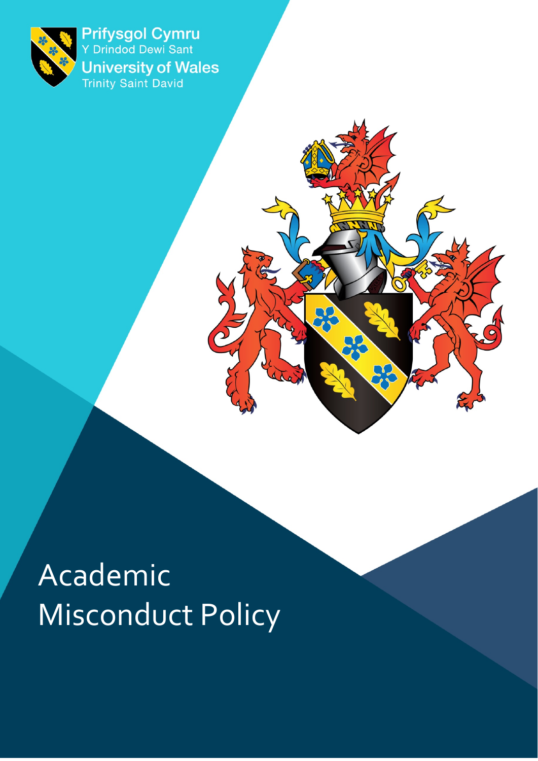Prifysgol Cymru
Y Drindod Dewi Sant
University of Wales
Trinity Saint David

# Academic Misconduct Policy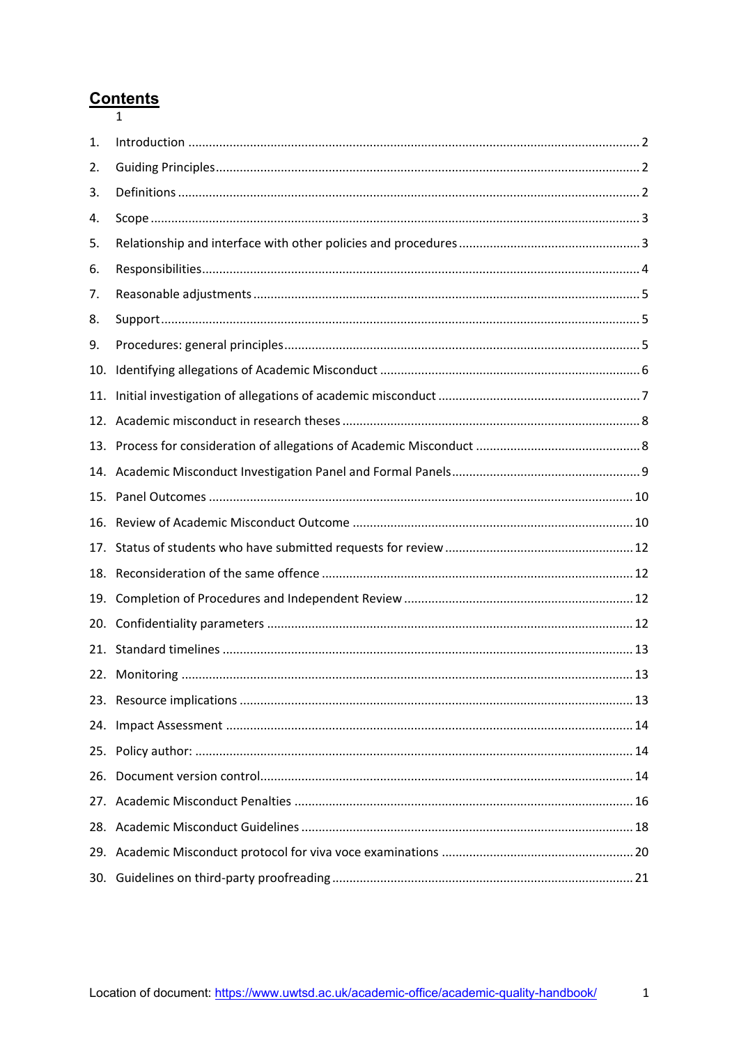## Contents

1

1. Introduction .................................................. 2
2. Guiding Principles .................................................. 2
3. Definitions .................................................. 2
4. Scope .................................................. 3
5. Relationship and interface with other policies and procedures .................................................. 3
6. Responsibilities .................................................. 4
7. Reasonable adjustments .................................................. 5
8. Support .................................................. 5
9. Procedures: general principles .................................................. 5
10. Identifying allegations of Academic Misconduct .................................................. 6
11. Initial investigation of allegations of academic misconduct .................................................. 7
12. Academic misconduct in research theses .................................................. 8
13. Process for consideration of allegations of Academic Misconduct .................................................. 8
14. Academic Misconduct Investigation Panel and Formal Panels .................................................. 9
15. Panel Outcomes .................................................. 10
16. Review of Academic Misconduct Outcome .................................................. 10
17. Status of students who have submitted requests for review .................................................. 12
18. Reconsideration of the same offence .................................................. 12
19. Completion of Procedures and Independent Review .................................................. 12
20. Confidentiality parameters .................................................. 12
21. Standard timelines .................................................. 13
22. Monitoring .................................................. 13
23. Resource implications .................................................. 13
24. Impact Assessment .................................................. 14
25. Policy author: .................................................. 14
26. Document version control .................................................. 14
27. Academic Misconduct Penalties .................................................. 16
28. Academic Misconduct Guidelines .................................................. 18
29. Academic Misconduct protocol for viva voce examinations .................................................. 20
30. Guidelines on third-party proofreading .................................................. 21

Location of document: https://www.uwtsd.ac.uk/academic-office/academic-quality-handbook/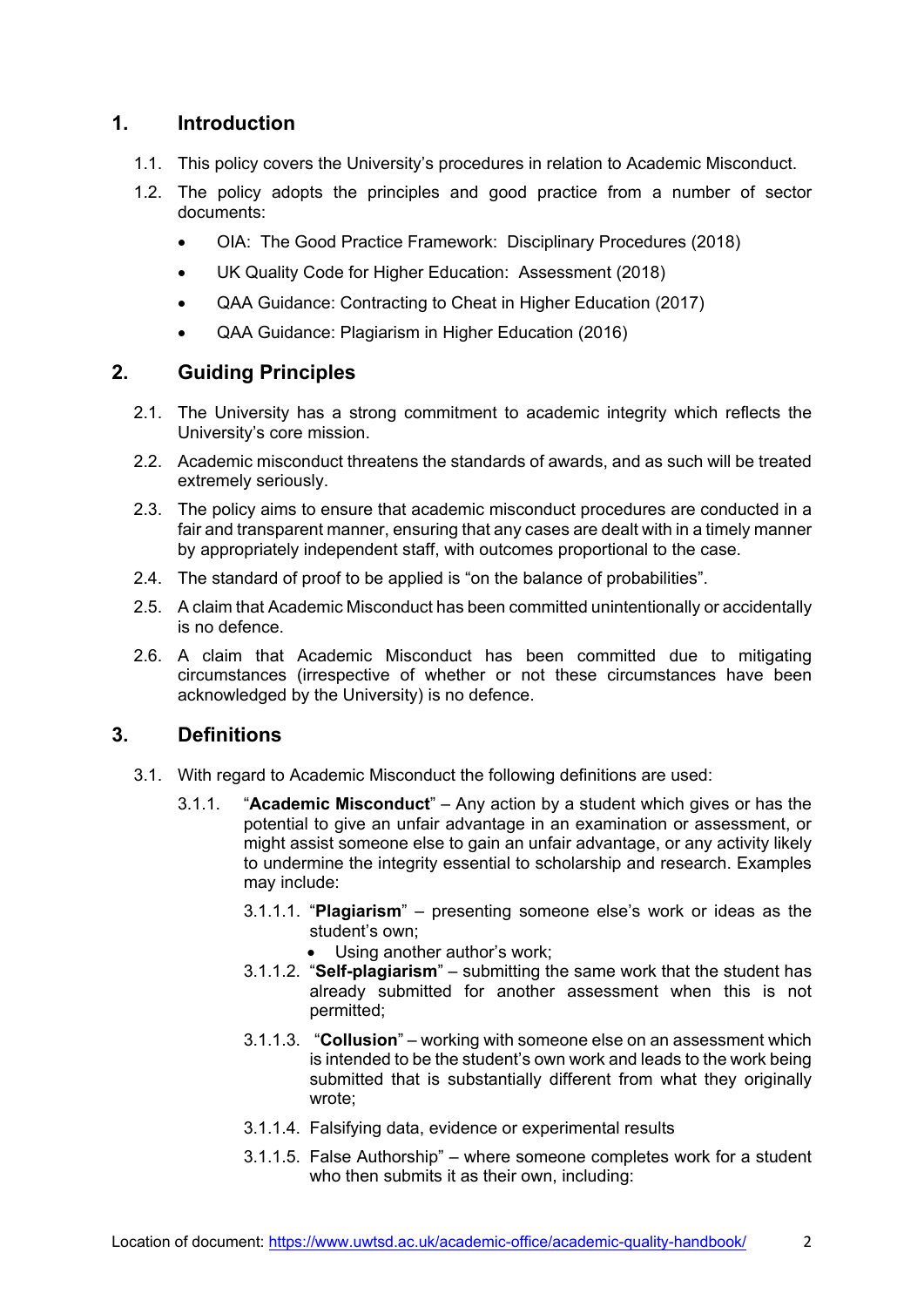## 1. Introduction

1.1. This policy covers the University's procedures in relation to Academic Misconduct.

1.2. The policy adopts the principles and good practice from a number of sector documents:

- OIA: The Good Practice Framework: Disciplinary Procedures (2018)
- UK Quality Code for Higher Education: Assessment (2018)
- QAA Guidance: Contracting to Cheat in Higher Education (2017)
- QAA Guidance: Plagiarism in Higher Education (2016)

## 2. Guiding Principles

2.1. The University has a strong commitment to academic integrity which reflects the University's core mission.

2.2. Academic misconduct threatens the standards of awards, and as such will be treated extremely seriously.

2.3. The policy aims to ensure that academic misconduct procedures are conducted in a fair and transparent manner, ensuring that any cases are dealt with in a timely manner by appropriately independent staff, with outcomes proportional to the case.

2.4. The standard of proof to be applied is "on the balance of probabilities".

2.5. A claim that Academic Misconduct has been committed unintentionally or accidentally is no defence.

2.6. A claim that Academic Misconduct has been committed due to mitigating circumstances (irrespective of whether or not these circumstances have been acknowledged by the University) is no defence.

## 3. Definitions

3.1. With regard to Academic Misconduct the following definitions are used:

3.1.1. "**Academic Misconduct**" – Any action by a student which gives or has the potential to give an unfair advantage in an examination or assessment, or might assist someone else to gain an unfair advantage, or any activity likely to undermine the integrity essential to scholarship and research. Examples may include:

3.1.1.1. "**Plagiarism**" – presenting someone else's work or ideas as the student's own;

- Using another author's work;

3.1.1.2. "**Self-plagiarism**" – submitting the same work that the student has already submitted for another assessment when this is not permitted;

3.1.1.3. "**Collusion**" – working with someone else on an assessment which is intended to be the student's own work and leads to the work being submitted that is substantially different from what they originally wrote;

3.1.1.4. Falsifying data, evidence or experimental results

3.1.1.5. False Authorship" – where someone completes work for a student who then submits it as their own, including: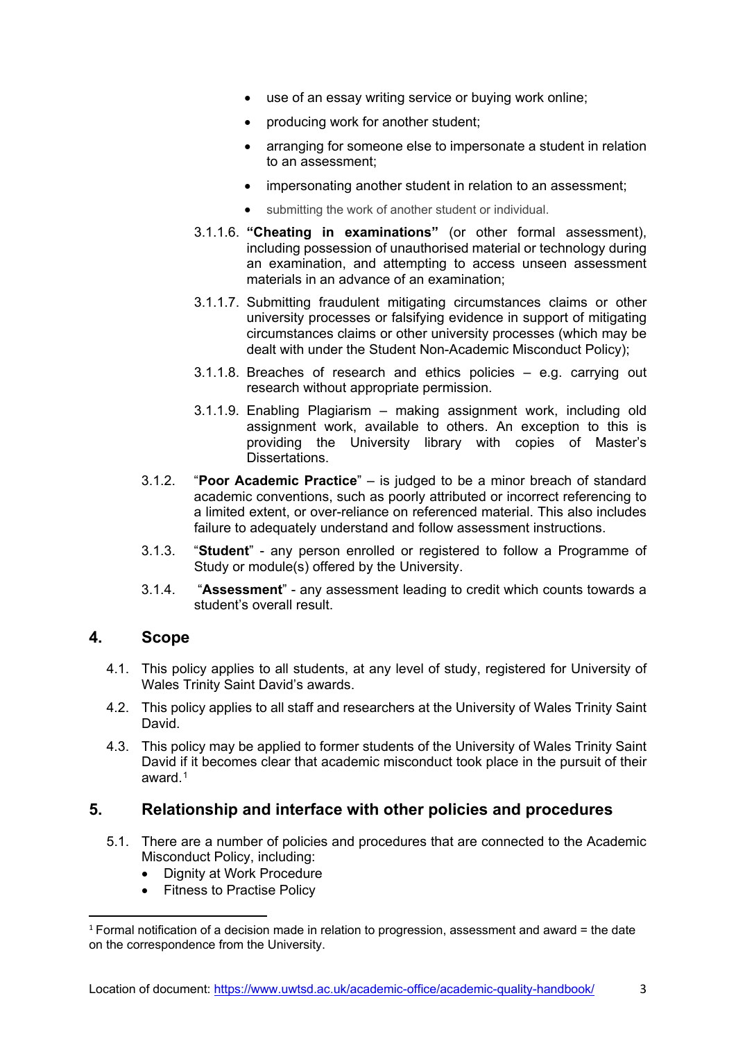- use of an essay writing service or buying work online;
- producing work for another student;
- arranging for someone else to impersonate a student in relation to an assessment;
- impersonating another student in relation to an assessment;
- submitting the work of another student or individual.

3.1.1.6. **"Cheating in examinations"** (or other formal assessment), including possession of unauthorised material or technology during an examination, and attempting to access unseen assessment materials in an advance of an examination;

3.1.1.7. Submitting fraudulent mitigating circumstances claims or other university processes or falsifying evidence in support of mitigating circumstances claims or other university processes (which may be dealt with under the Student Non-Academic Misconduct Policy);

3.1.1.8. Breaches of research and ethics policies – e.g. carrying out research without appropriate permission.

3.1.1.9. Enabling Plagiarism – making assignment work, including old assignment work, available to others. An exception to this is providing the University library with copies of Master's Dissertations.

3.1.2. "**Poor Academic Practice**" – is judged to be a minor breach of standard academic conventions, such as poorly attributed or incorrect referencing to a limited extent, or over-reliance on referenced material. This also includes failure to adequately understand and follow assessment instructions.

3.1.3. "**Student**" - any person enrolled or registered to follow a Programme of Study or module(s) offered by the University.

3.1.4. "**Assessment**" - any assessment leading to credit which counts towards a student's overall result.

## 4. Scope

4.1. This policy applies to all students, at any level of study, registered for University of Wales Trinity Saint David's awards.

4.2. This policy applies to all staff and researchers at the University of Wales Trinity Saint David.

4.3. This policy may be applied to former students of the University of Wales Trinity Saint David if it becomes clear that academic misconduct took place in the pursuit of their award.[1]

## 5. Relationship and interface with other policies and procedures

5.1. There are a number of policies and procedures that are connected to the Academic Misconduct Policy, including:

- Dignity at Work Procedure
- Fitness to Practise Policy

---

[1] Formal notification of a decision made in relation to progression, assessment and award = the date on the correspondence from the University.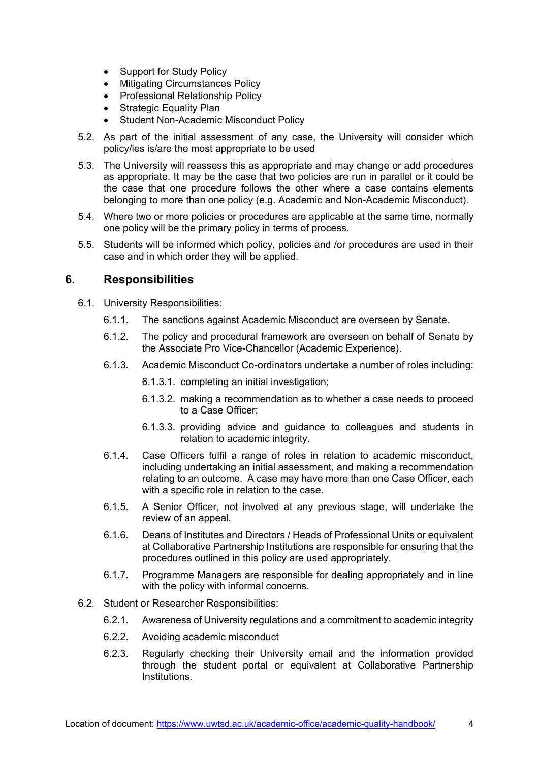- Support for Study Policy
- Mitigating Circumstances Policy
- Professional Relationship Policy
- Strategic Equality Plan
- Student Non-Academic Misconduct Policy

5.2. As part of the initial assessment of any case, the University will consider which policy/ies is/are the most appropriate to be used

5.3. The University will reassess this as appropriate and may change or add procedures as appropriate. It may be the case that two policies are run in parallel or it could be the case that one procedure follows the other where a case contains elements belonging to more than one policy (e.g. Academic and Non-Academic Misconduct).

5.4. Where two or more policies or procedures are applicable at the same time, normally one policy will be the primary policy in terms of process.

5.5. Students will be informed which policy, policies and /or procedures are used in their case and in which order they will be applied.

## 6. Responsibilities

6.1. University Responsibilities:

6.1.1. The sanctions against Academic Misconduct are overseen by Senate.

6.1.2. The policy and procedural framework are overseen on behalf of Senate by the Associate Pro Vice-Chancellor (Academic Experience).

6.1.3. Academic Misconduct Co-ordinators undertake a number of roles including:

6.1.3.1. completing an initial investigation;

6.1.3.2. making a recommendation as to whether a case needs to proceed to a Case Officer;

6.1.3.3. providing advice and guidance to colleagues and students in relation to academic integrity.

6.1.4. Case Officers fulfil a range of roles in relation to academic misconduct, including undertaking an initial assessment, and making a recommendation relating to an outcome. A case may have more than one Case Officer, each with a specific role in relation to the case.

6.1.5. A Senior Officer, not involved at any previous stage, will undertake the review of an appeal.

6.1.6. Deans of Institutes and Directors / Heads of Professional Units or equivalent at Collaborative Partnership Institutions are responsible for ensuring that the procedures outlined in this policy are used appropriately.

6.1.7. Programme Managers are responsible for dealing appropriately and in line with the policy with informal concerns.

6.2. Student or Researcher Responsibilities:

6.2.1. Awareness of University regulations and a commitment to academic integrity

6.2.2. Avoiding academic misconduct

6.2.3. Regularly checking their University email and the information provided through the student portal or equivalent at Collaborative Partnership Institutions.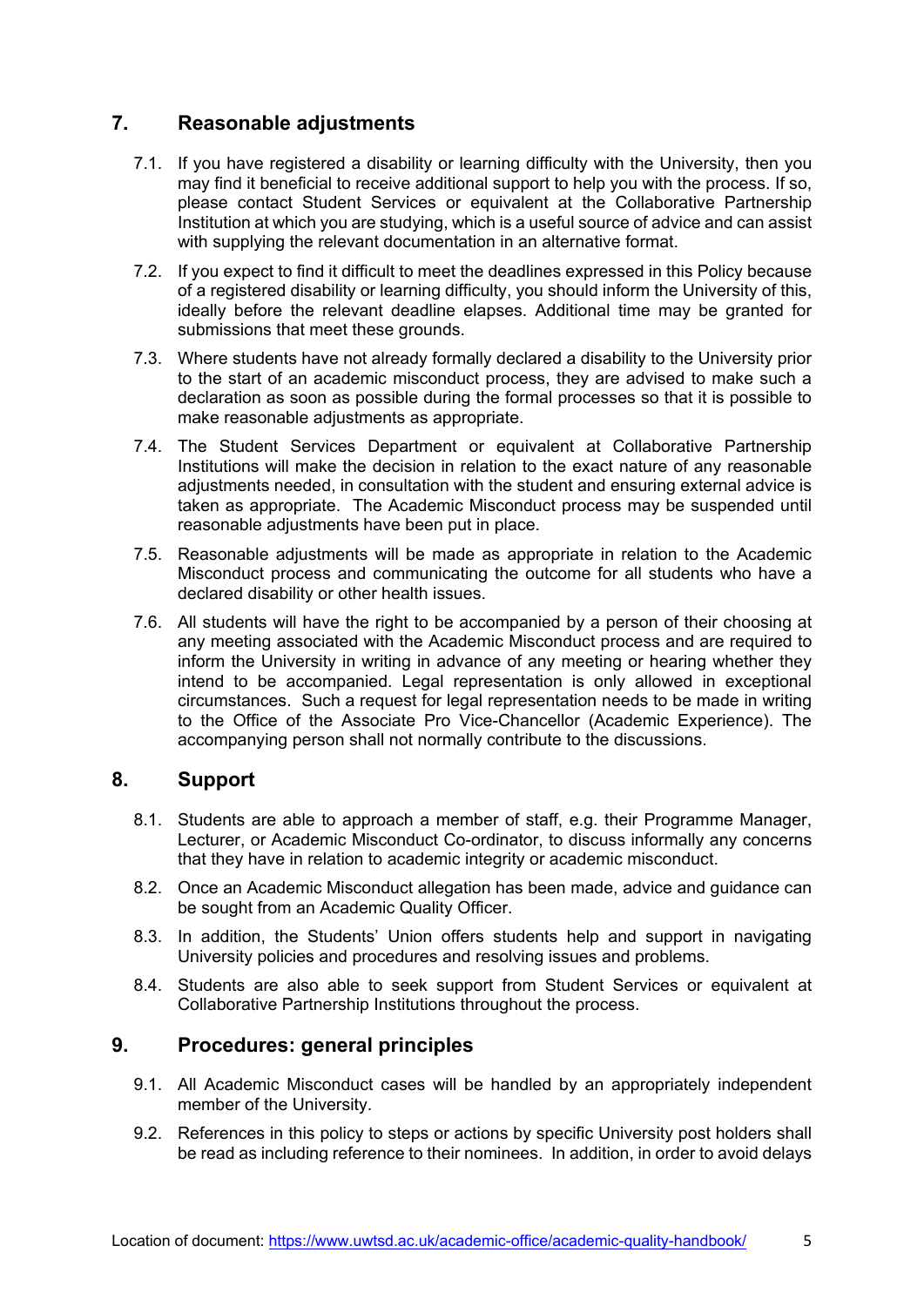## 7. Reasonable adjustments

7.1. If you have registered a disability or learning difficulty with the University, then you may find it beneficial to receive additional support to help you with the process. If so, please contact Student Services or equivalent at the Collaborative Partnership Institution at which you are studying, which is a useful source of advice and can assist with supplying the relevant documentation in an alternative format.

7.2. If you expect to find it difficult to meet the deadlines expressed in this Policy because of a registered disability or learning difficulty, you should inform the University of this, ideally before the relevant deadline elapses. Additional time may be granted for submissions that meet these grounds.

7.3. Where students have not already formally declared a disability to the University prior to the start of an academic misconduct process, they are advised to make such a declaration as soon as possible during the formal processes so that it is possible to make reasonable adjustments as appropriate.

7.4. The Student Services Department or equivalent at Collaborative Partnership Institutions will make the decision in relation to the exact nature of any reasonable adjustments needed, in consultation with the student and ensuring external advice is taken as appropriate. The Academic Misconduct process may be suspended until reasonable adjustments have been put in place.

7.5. Reasonable adjustments will be made as appropriate in relation to the Academic Misconduct process and communicating the outcome for all students who have a declared disability or other health issues.

7.6. All students will have the right to be accompanied by a person of their choosing at any meeting associated with the Academic Misconduct process and are required to inform the University in writing in advance of any meeting or hearing whether they intend to be accompanied. Legal representation is only allowed in exceptional circumstances. Such a request for legal representation needs to be made in writing to the Office of the Associate Pro Vice-Chancellor (Academic Experience). The accompanying person shall not normally contribute to the discussions.

## 8. Support

8.1. Students are able to approach a member of staff, e.g. their Programme Manager, Lecturer, or Academic Misconduct Co-ordinator, to discuss informally any concerns that they have in relation to academic integrity or academic misconduct.

8.2. Once an Academic Misconduct allegation has been made, advice and guidance can be sought from an Academic Quality Officer.

8.3. In addition, the Students' Union offers students help and support in navigating University policies and procedures and resolving issues and problems.

8.4. Students are also able to seek support from Student Services or equivalent at Collaborative Partnership Institutions throughout the process.

## 9. Procedures: general principles

9.1. All Academic Misconduct cases will be handled by an appropriately independent member of the University.

9.2. References in this policy to steps or actions by specific University post holders shall be read as including reference to their nominees. In addition, in order to avoid delays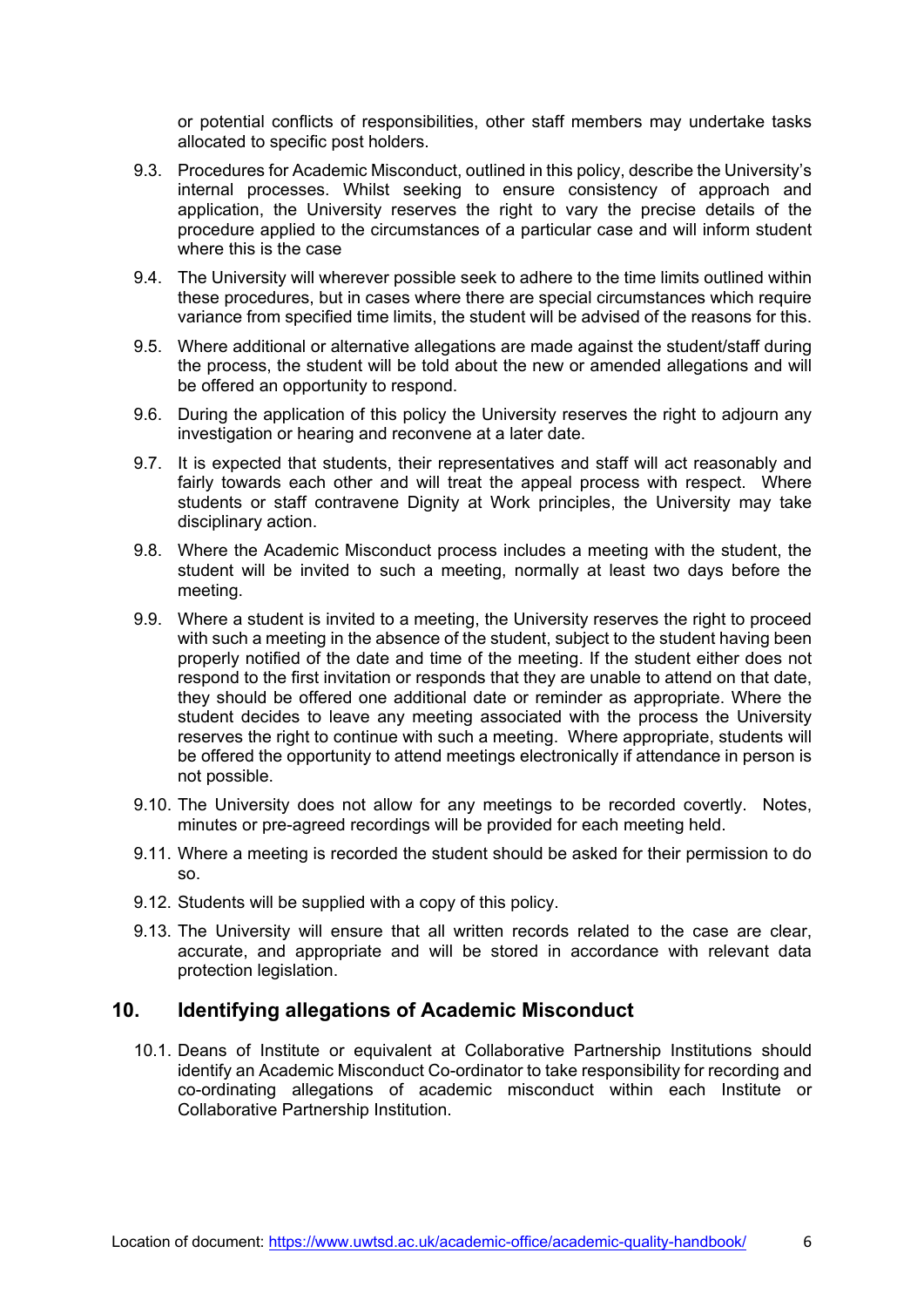or potential conflicts of responsibilities, other staff members may undertake tasks allocated to specific post holders.

9.3. Procedures for Academic Misconduct, outlined in this policy, describe the University's internal processes. Whilst seeking to ensure consistency of approach and application, the University reserves the right to vary the precise details of the procedure applied to the circumstances of a particular case and will inform student where this is the case

9.4. The University will wherever possible seek to adhere to the time limits outlined within these procedures, but in cases where there are special circumstances which require variance from specified time limits, the student will be advised of the reasons for this.

9.5. Where additional or alternative allegations are made against the student/staff during the process, the student will be told about the new or amended allegations and will be offered an opportunity to respond.

9.6. During the application of this policy the University reserves the right to adjourn any investigation or hearing and reconvene at a later date.

9.7. It is expected that students, their representatives and staff will act reasonably and fairly towards each other and will treat the appeal process with respect. Where students or staff contravene Dignity at Work principles, the University may take disciplinary action.

9.8. Where the Academic Misconduct process includes a meeting with the student, the student will be invited to such a meeting, normally at least two days before the meeting.

9.9. Where a student is invited to a meeting, the University reserves the right to proceed with such a meeting in the absence of the student, subject to the student having been properly notified of the date and time of the meeting. If the student either does not respond to the first invitation or responds that they are unable to attend on that date, they should be offered one additional date or reminder as appropriate. Where the student decides to leave any meeting associated with the process the University reserves the right to continue with such a meeting. Where appropriate, students will be offered the opportunity to attend meetings electronically if attendance in person is not possible.

9.10. The University does not allow for any meetings to be recorded covertly. Notes, minutes or pre-agreed recordings will be provided for each meeting held.

9.11. Where a meeting is recorded the student should be asked for their permission to do so.

9.12. Students will be supplied with a copy of this policy.

9.13. The University will ensure that all written records related to the case are clear, accurate, and appropriate and will be stored in accordance with relevant data protection legislation.

## 10. Identifying allegations of Academic Misconduct

10.1. Deans of Institute or equivalent at Collaborative Partnership Institutions should identify an Academic Misconduct Co-ordinator to take responsibility for recording and co-ordinating allegations of academic misconduct within each Institute or Collaborative Partnership Institution.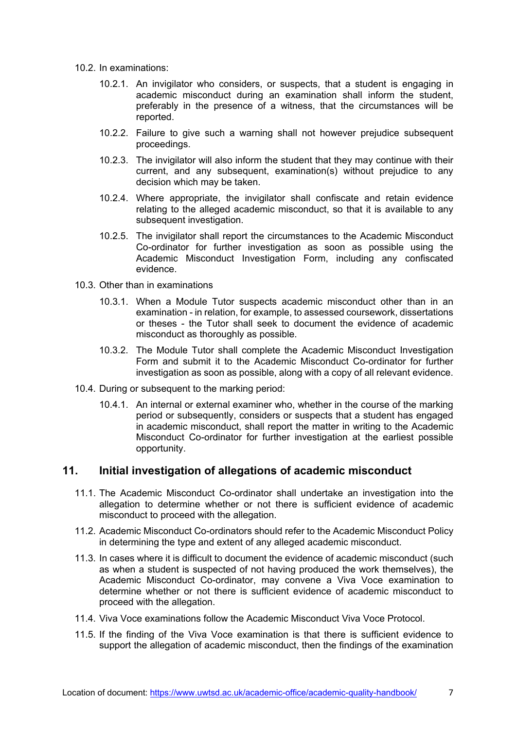10.2. In examinations:

10.2.1. An invigilator who considers, or suspects, that a student is engaging in academic misconduct during an examination shall inform the student, preferably in the presence of a witness, that the circumstances will be reported.

10.2.2. Failure to give such a warning shall not however prejudice subsequent proceedings.

10.2.3. The invigilator will also inform the student that they may continue with their current, and any subsequent, examination(s) without prejudice to any decision which may be taken.

10.2.4. Where appropriate, the invigilator shall confiscate and retain evidence relating to the alleged academic misconduct, so that it is available to any subsequent investigation.

10.2.5. The invigilator shall report the circumstances to the Academic Misconduct Co-ordinator for further investigation as soon as possible using the Academic Misconduct Investigation Form, including any confiscated evidence.

10.3. Other than in examinations

10.3.1. When a Module Tutor suspects academic misconduct other than in an examination - in relation, for example, to assessed coursework, dissertations or theses - the Tutor shall seek to document the evidence of academic misconduct as thoroughly as possible.

10.3.2. The Module Tutor shall complete the Academic Misconduct Investigation Form and submit it to the Academic Misconduct Co-ordinator for further investigation as soon as possible, along with a copy of all relevant evidence.

10.4. During or subsequent to the marking period:

10.4.1. An internal or external examiner who, whether in the course of the marking period or subsequently, considers or suspects that a student has engaged in academic misconduct, shall report the matter in writing to the Academic Misconduct Co-ordinator for further investigation at the earliest possible opportunity.

## 11. Initial investigation of allegations of academic misconduct

11.1. The Academic Misconduct Co-ordinator shall undertake an investigation into the allegation to determine whether or not there is sufficient evidence of academic misconduct to proceed with the allegation.

11.2. Academic Misconduct Co-ordinators should refer to the Academic Misconduct Policy in determining the type and extent of any alleged academic misconduct.

11.3. In cases where it is difficult to document the evidence of academic misconduct (such as when a student is suspected of not having produced the work themselves), the Academic Misconduct Co-ordinator, may convene a Viva Voce examination to determine whether or not there is sufficient evidence of academic misconduct to proceed with the allegation.

11.4. Viva Voce examinations follow the Academic Misconduct Viva Voce Protocol.

11.5. If the finding of the Viva Voce examination is that there is sufficient evidence to support the allegation of academic misconduct, then the findings of the examination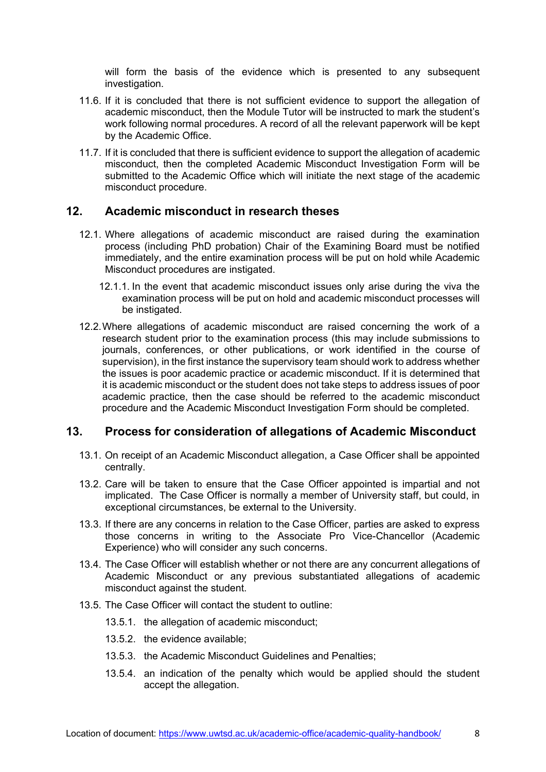will form the basis of the evidence which is presented to any subsequent investigation.

11.6. If it is concluded that there is not sufficient evidence to support the allegation of academic misconduct, then the Module Tutor will be instructed to mark the student's work following normal procedures. A record of all the relevant paperwork will be kept by the Academic Office.

11.7. If it is concluded that there is sufficient evidence to support the allegation of academic misconduct, then the completed Academic Misconduct Investigation Form will be submitted to the Academic Office which will initiate the next stage of the academic misconduct procedure.

## 12. Academic misconduct in research theses

12.1. Where allegations of academic misconduct are raised during the examination process (including PhD probation) Chair of the Examining Board must be notified immediately, and the entire examination process will be put on hold while Academic Misconduct procedures are instigated.

12.1.1. In the event that academic misconduct issues only arise during the viva the examination process will be put on hold and academic misconduct processes will be instigated.

12.2. Where allegations of academic misconduct are raised concerning the work of a research student prior to the examination process (this may include submissions to journals, conferences, or other publications, or work identified in the course of supervision), in the first instance the supervisory team should work to address whether the issues is poor academic practice or academic misconduct. If it is determined that it is academic misconduct or the student does not take steps to address issues of poor academic practice, then the case should be referred to the academic misconduct procedure and the Academic Misconduct Investigation Form should be completed.

## 13. Process for consideration of allegations of Academic Misconduct

13.1. On receipt of an Academic Misconduct allegation, a Case Officer shall be appointed centrally.

13.2. Care will be taken to ensure that the Case Officer appointed is impartial and not implicated. The Case Officer is normally a member of University staff, but could, in exceptional circumstances, be external to the University.

13.3. If there are any concerns in relation to the Case Officer, parties are asked to express those concerns in writing to the Associate Pro Vice-Chancellor (Academic Experience) who will consider any such concerns.

13.4. The Case Officer will establish whether or not there are any concurrent allegations of Academic Misconduct or any previous substantiated allegations of academic misconduct against the student.

13.5. The Case Officer will contact the student to outline:

13.5.1. the allegation of academic misconduct;

13.5.2. the evidence available;

13.5.3. the Academic Misconduct Guidelines and Penalties;

13.5.4. an indication of the penalty which would be applied should the student accept the allegation.

Location of document: https://www.uwtsd.ac.uk/academic-office/academic-quality-handbook/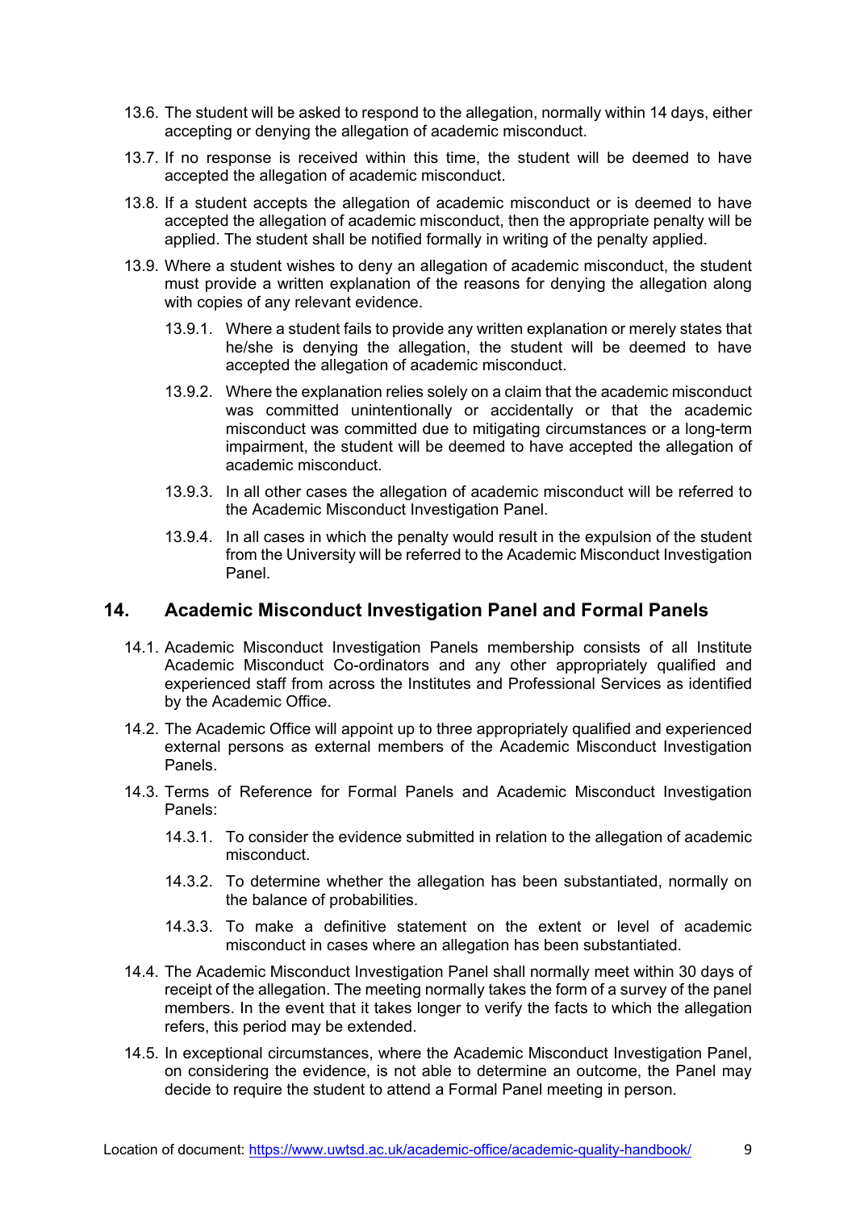13.6. The student will be asked to respond to the allegation, normally within 14 days, either accepting or denying the allegation of academic misconduct.

13.7. If no response is received within this time, the student will be deemed to have accepted the allegation of academic misconduct.

13.8. If a student accepts the allegation of academic misconduct or is deemed to have accepted the allegation of academic misconduct, then the appropriate penalty will be applied. The student shall be notified formally in writing of the penalty applied.

13.9. Where a student wishes to deny an allegation of academic misconduct, the student must provide a written explanation of the reasons for denying the allegation along with copies of any relevant evidence.

- 13.9.1. Where a student fails to provide any written explanation or merely states that he/she is denying the allegation, the student will be deemed to have accepted the allegation of academic misconduct.
- 13.9.2. Where the explanation relies solely on a claim that the academic misconduct was committed unintentionally or accidentally or that the academic misconduct was committed due to mitigating circumstances or a long-term impairment, the student will be deemed to have accepted the allegation of academic misconduct.
- 13.9.3. In all other cases the allegation of academic misconduct will be referred to the Academic Misconduct Investigation Panel.
- 13.9.4. In all cases in which the penalty would result in the expulsion of the student from the University will be referred to the Academic Misconduct Investigation Panel.

## 14. Academic Misconduct Investigation Panel and Formal Panels

14.1. Academic Misconduct Investigation Panels membership consists of all Institute Academic Misconduct Co-ordinators and any other appropriately qualified and experienced staff from across the Institutes and Professional Services as identified by the Academic Office.

14.2. The Academic Office will appoint up to three appropriately qualified and experienced external persons as external members of the Academic Misconduct Investigation Panels.

14.3. Terms of Reference for Formal Panels and Academic Misconduct Investigation Panels:

- 14.3.1. To consider the evidence submitted in relation to the allegation of academic misconduct.
- 14.3.2. To determine whether the allegation has been substantiated, normally on the balance of probabilities.
- 14.3.3. To make a definitive statement on the extent or level of academic misconduct in cases where an allegation has been substantiated.

14.4. The Academic Misconduct Investigation Panel shall normally meet within 30 days of receipt of the allegation. The meeting normally takes the form of a survey of the panel members. In the event that it takes longer to verify the facts to which the allegation refers, this period may be extended.

14.5. In exceptional circumstances, where the Academic Misconduct Investigation Panel, on considering the evidence, is not able to determine an outcome, the Panel may decide to require the student to attend a Formal Panel meeting in person.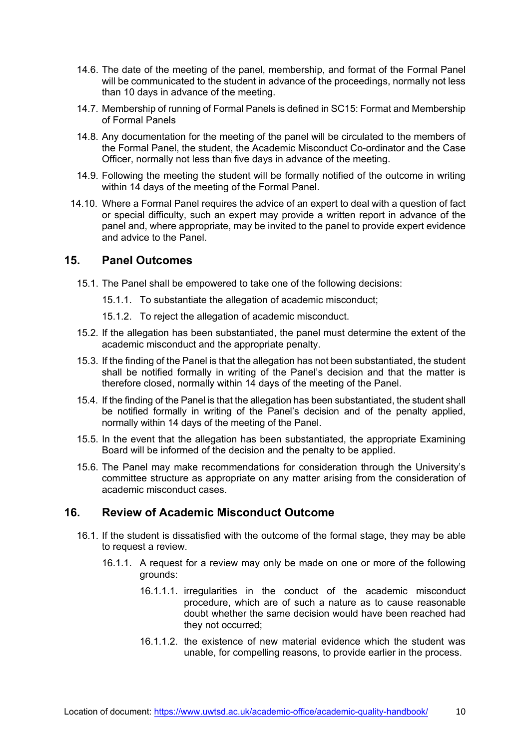14.6. The date of the meeting of the panel, membership, and format of the Formal Panel will be communicated to the student in advance of the proceedings, normally not less than 10 days in advance of the meeting.

14.7. Membership of running of Formal Panels is defined in SC15: Format and Membership of Formal Panels

14.8. Any documentation for the meeting of the panel will be circulated to the members of the Formal Panel, the student, the Academic Misconduct Co-ordinator and the Case Officer, normally not less than five days in advance of the meeting.

14.9. Following the meeting the student will be formally notified of the outcome in writing within 14 days of the meeting of the Formal Panel.

14.10. Where a Formal Panel requires the advice of an expert to deal with a question of fact or special difficulty, such an expert may provide a written report in advance of the panel and, where appropriate, may be invited to the panel to provide expert evidence and advice to the Panel.

## 15. Panel Outcomes

15.1. The Panel shall be empowered to take one of the following decisions:

15.1.1. To substantiate the allegation of academic misconduct;

15.1.2. To reject the allegation of academic misconduct.

15.2. If the allegation has been substantiated, the panel must determine the extent of the academic misconduct and the appropriate penalty.

15.3. If the finding of the Panel is that the allegation has not been substantiated, the student shall be notified formally in writing of the Panel's decision and that the matter is therefore closed, normally within 14 days of the meeting of the Panel.

15.4. If the finding of the Panel is that the allegation has been substantiated, the student shall be notified formally in writing of the Panel's decision and of the penalty applied, normally within 14 days of the meeting of the Panel.

15.5. In the event that the allegation has been substantiated, the appropriate Examining Board will be informed of the decision and the penalty to be applied.

15.6. The Panel may make recommendations for consideration through the University's committee structure as appropriate on any matter arising from the consideration of academic misconduct cases.

## 16. Review of Academic Misconduct Outcome

16.1. If the student is dissatisfied with the outcome of the formal stage, they may be able to request a review.

16.1.1. A request for a review may only be made on one or more of the following grounds:

16.1.1.1. irregularities in the conduct of the academic misconduct procedure, which are of such a nature as to cause reasonable doubt whether the same decision would have been reached had they not occurred;

16.1.1.2. the existence of new material evidence which the student was unable, for compelling reasons, to provide earlier in the process.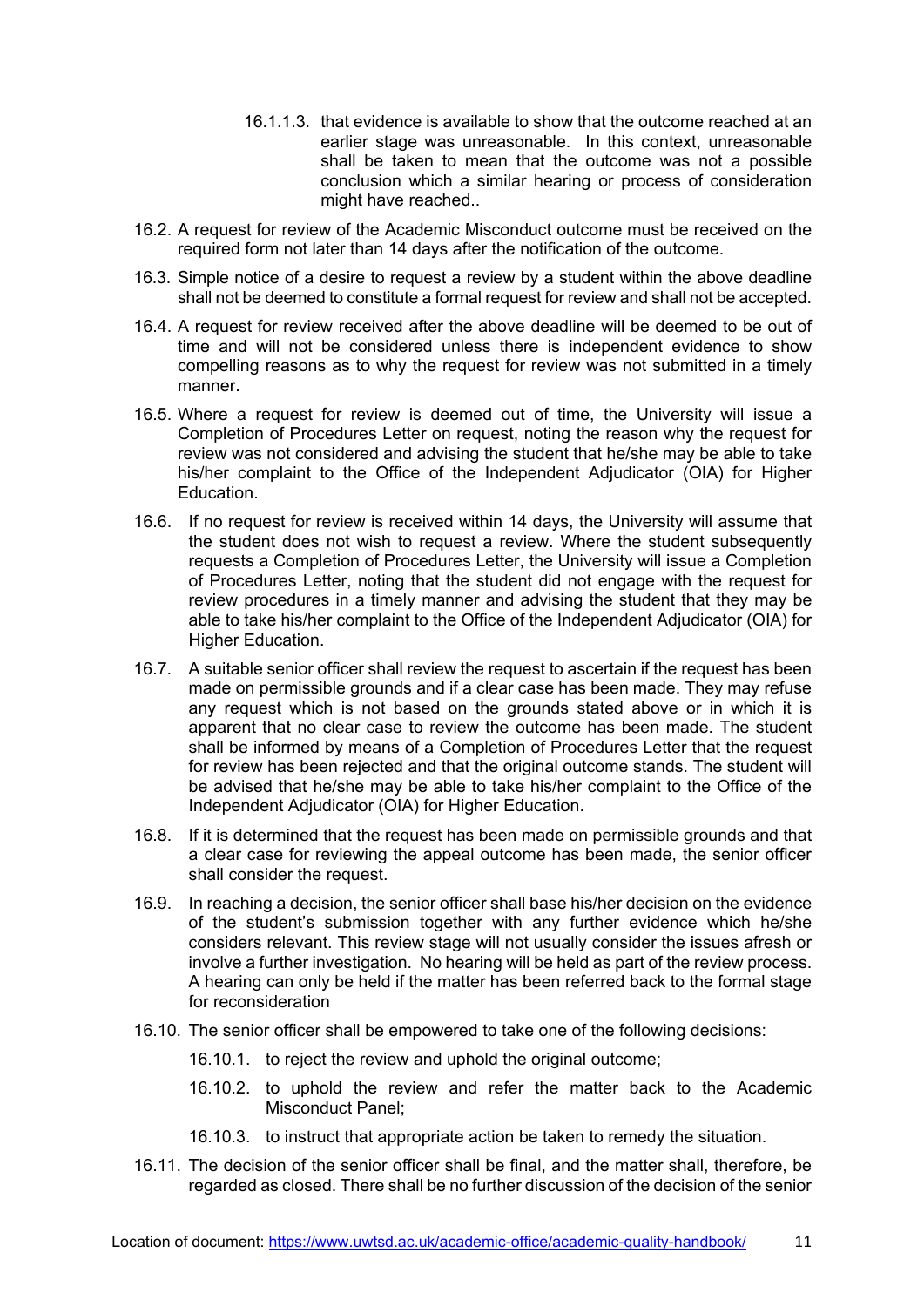16.1.1.3. that evidence is available to show that the outcome reached at an earlier stage was unreasonable. In this context, unreasonable shall be taken to mean that the outcome was not a possible conclusion which a similar hearing or process of consideration might have reached..

16.2. A request for review of the Academic Misconduct outcome must be received on the required form not later than 14 days after the notification of the outcome.

16.3. Simple notice of a desire to request a review by a student within the above deadline shall not be deemed to constitute a formal request for review and shall not be accepted.

16.4. A request for review received after the above deadline will be deemed to be out of time and will not be considered unless there is independent evidence to show compelling reasons as to why the request for review was not submitted in a timely manner.

16.5. Where a request for review is deemed out of time, the University will issue a Completion of Procedures Letter on request, noting the reason why the request for review was not considered and advising the student that he/she may be able to take his/her complaint to the Office of the Independent Adjudicator (OIA) for Higher Education.

16.6. If no request for review is received within 14 days, the University will assume that the student does not wish to request a review. Where the student subsequently requests a Completion of Procedures Letter, the University will issue a Completion of Procedures Letter, noting that the student did not engage with the request for review procedures in a timely manner and advising the student that they may be able to take his/her complaint to the Office of the Independent Adjudicator (OIA) for Higher Education.

16.7. A suitable senior officer shall review the request to ascertain if the request has been made on permissible grounds and if a clear case has been made. They may refuse any request which is not based on the grounds stated above or in which it is apparent that no clear case to review the outcome has been made. The student shall be informed by means of a Completion of Procedures Letter that the request for review has been rejected and that the original outcome stands. The student will be advised that he/she may be able to take his/her complaint to the Office of the Independent Adjudicator (OIA) for Higher Education.

16.8. If it is determined that the request has been made on permissible grounds and that a clear case for reviewing the appeal outcome has been made, the senior officer shall consider the request.

16.9. In reaching a decision, the senior officer shall base his/her decision on the evidence of the student's submission together with any further evidence which he/she considers relevant. This review stage will not usually consider the issues afresh or involve a further investigation. No hearing will be held as part of the review process. A hearing can only be held if the matter has been referred back to the formal stage for reconsideration

16.10. The senior officer shall be empowered to take one of the following decisions:

16.10.1. to reject the review and uphold the original outcome;

16.10.2. to uphold the review and refer the matter back to the Academic Misconduct Panel;

16.10.3. to instruct that appropriate action be taken to remedy the situation.

16.11. The decision of the senior officer shall be final, and the matter shall, therefore, be regarded as closed. There shall be no further discussion of the decision of the senior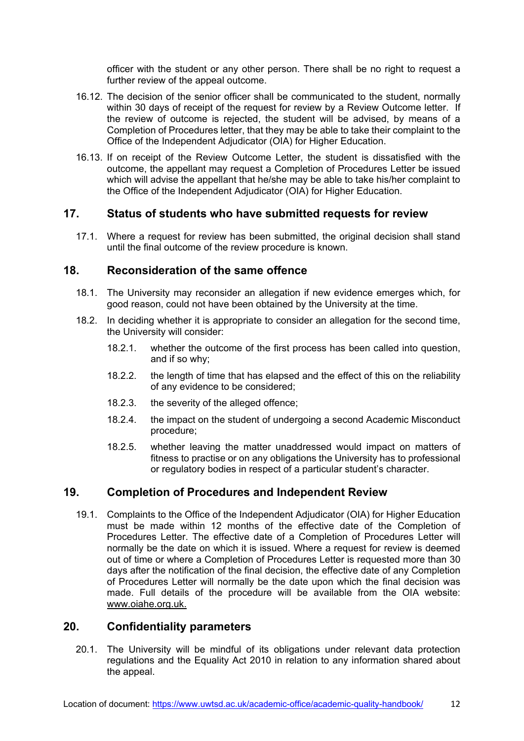officer with the student or any other person. There shall be no right to request a further review of the appeal outcome.

16.12. The decision of the senior officer shall be communicated to the student, normally within 30 days of receipt of the request for review by a Review Outcome letter. If the review of outcome is rejected, the student will be advised, by means of a Completion of Procedures letter, that they may be able to take their complaint to the Office of the Independent Adjudicator (OIA) for Higher Education.

16.13. If on receipt of the Review Outcome Letter, the student is dissatisfied with the outcome, the appellant may request a Completion of Procedures Letter be issued which will advise the appellant that he/she may be able to take his/her complaint to the Office of the Independent Adjudicator (OIA) for Higher Education.

## 17. Status of students who have submitted requests for review

17.1. Where a request for review has been submitted, the original decision shall stand until the final outcome of the review procedure is known.

## 18. Reconsideration of the same offence

18.1. The University may reconsider an allegation if new evidence emerges which, for good reason, could not have been obtained by the University at the time.

18.2. In deciding whether it is appropriate to consider an allegation for the second time, the University will consider:

18.2.1. whether the outcome of the first process has been called into question, and if so why;

18.2.2. the length of time that has elapsed and the effect of this on the reliability of any evidence to be considered;

18.2.3. the severity of the alleged offence;

18.2.4. the impact on the student of undergoing a second Academic Misconduct procedure;

18.2.5. whether leaving the matter unaddressed would impact on matters of fitness to practise or on any obligations the University has to professional or regulatory bodies in respect of a particular student's character.

## 19. Completion of Procedures and Independent Review

19.1. Complaints to the Office of the Independent Adjudicator (OIA) for Higher Education must be made within 12 months of the effective date of the Completion of Procedures Letter. The effective date of a Completion of Procedures Letter will normally be the date on which it is issued. Where a request for review is deemed out of time or where a Completion of Procedures Letter is requested more than 30 days after the notification of the final decision, the effective date of any Completion of Procedures Letter will normally be the date upon which the final decision was made. Full details of the procedure will be available from the OIA website: www.oiahe.org.uk.

## 20. Confidentiality parameters

20.1. The University will be mindful of its obligations under relevant data protection regulations and the Equality Act 2010 in relation to any information shared about the appeal.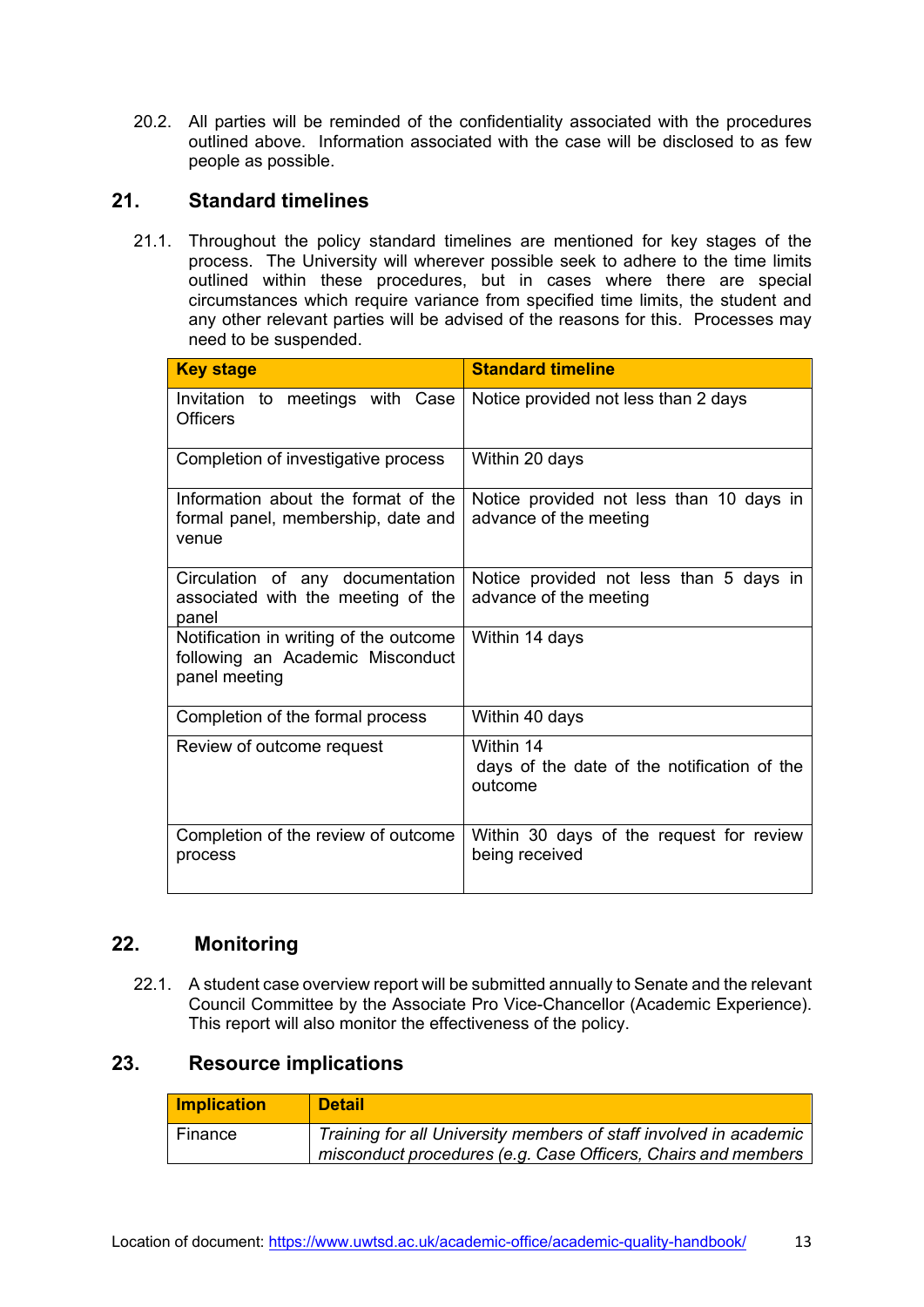20.2. All parties will be reminded of the confidentiality associated with the procedures outlined above. Information associated with the case will be disclosed to as few people as possible.

## 21. Standard timelines

21.1. Throughout the policy standard timelines are mentioned for key stages of the process. The University will wherever possible seek to adhere to the time limits outlined within these procedures, but in cases where there are special circumstances which require variance from specified time limits, the student and any other relevant parties will be advised of the reasons for this. Processes may need to be suspended.

| Key stage | Standard timeline |
|---|---|
| Invitation to meetings with Case Officers | Notice provided not less than 2 days |
| Completion of investigative process | Within 20 days |
| Information about the format of the formal panel, membership, date and venue | Notice provided not less than 10 days in advance of the meeting |
| Circulation of any documentation associated with the meeting of the panel | Notice provided not less than 5 days in advance of the meeting |
| Notification in writing of the outcome following an Academic Misconduct panel meeting | Within 14 days |
| Completion of the formal process | Within 40 days |
| Review of outcome request | Within 14 days of the date of the notification of the outcome |
| Completion of the review of outcome process | Within 30 days of the request for review being received |

## 22. Monitoring

22.1. A student case overview report will be submitted annually to Senate and the relevant Council Committee by the Associate Pro Vice-Chancellor (Academic Experience). This report will also monitor the effectiveness of the policy.

## 23. Resource implications

| Implication | Detail |
|---|---|
| Finance | *Training for all University members of staff involved in academic misconduct procedures (e.g. Case Officers, Chairs and members* |

Location of document: https://www.uwtsd.ac.uk/academic-office/academic-quality-handbook/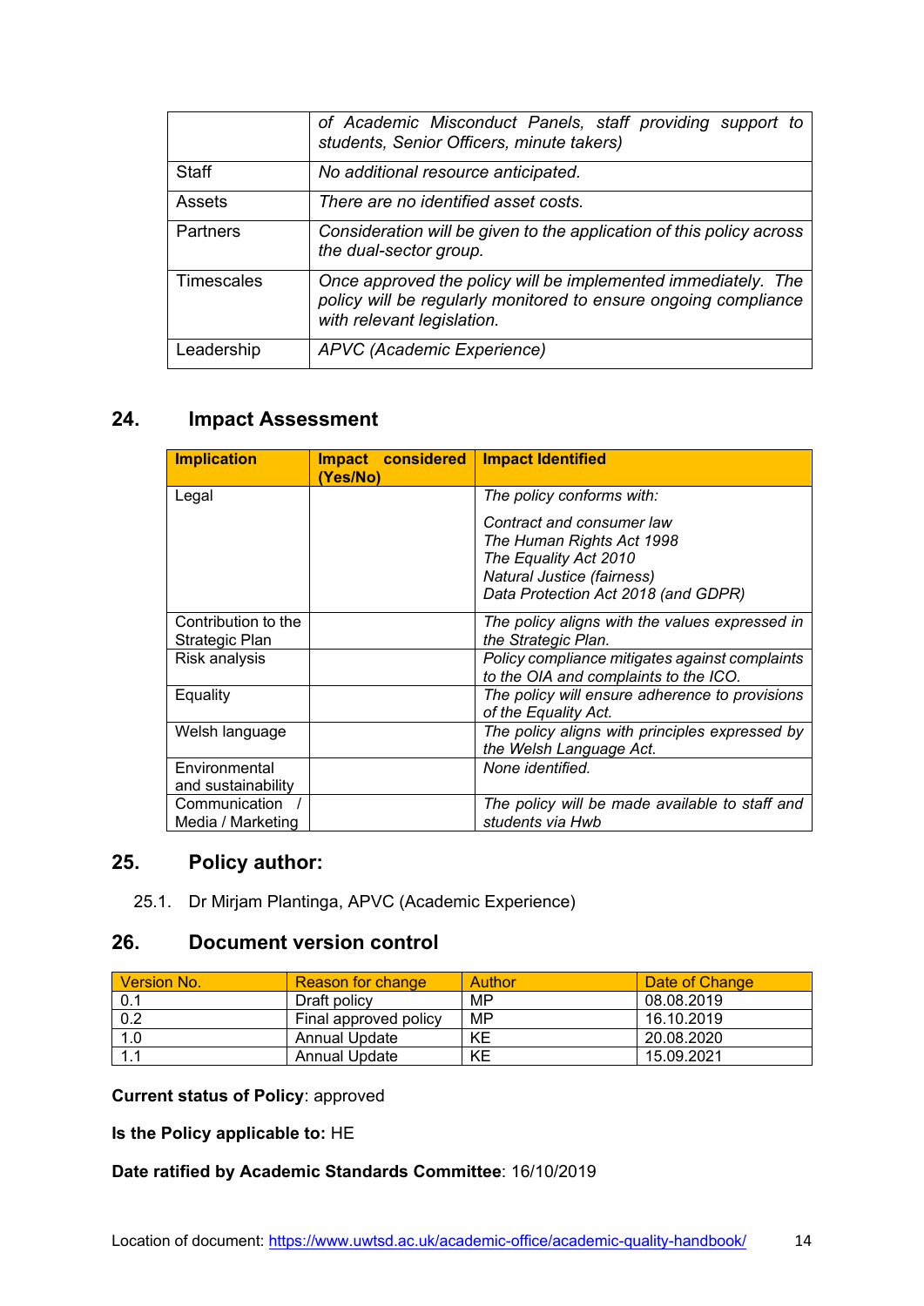| | |
|---|---|
| | *of Academic Misconduct Panels, staff providing support to students, Senior Officers, minute takers)* |
| Staff | *No additional resource anticipated.* |
| Assets | *There are no identified asset costs.* |
| Partners | *Consideration will be given to the application of this policy across the dual-sector group.* |
| Timescales | *Once approved the policy will be implemented immediately. The policy will be regularly monitored to ensure ongoing compliance with relevant legislation.* |
| Leadership | *APVC (Academic Experience)* |

## 24. Impact Assessment

| Implication | Impact considered (Yes/No) | Impact Identified |
|---|---|---|
| Legal | | *The policy conforms with:*<br><br>*Contract and consumer law*<br>*The Human Rights Act 1998*<br>*The Equality Act 2010*<br>*Natural Justice (fairness)*<br>*Data Protection Act 2018 (and GDPR)* |
| Contribution to the Strategic Plan | | *The policy aligns with the values expressed in the Strategic Plan.* |
| Risk analysis | | *Policy compliance mitigates against complaints to the OIA and complaints to the ICO.* |
| Equality | | *The policy will ensure adherence to provisions of the Equality Act.* |
| Welsh language | | *The policy aligns with principles expressed by the Welsh Language Act.* |
| Environmental and sustainability | | *None identified.* |
| Communication / Media / Marketing | | *The policy will be made available to staff and students via Hwb* |

## 25. Policy author:

25.1. Dr Mirjam Plantinga, APVC (Academic Experience)

## 26. Document version control

| Version No. | Reason for change | Author | Date of Change |
|---|---|---|---|
| 0.1 | Draft policy | MP | 08.08.2019 |
| 0.2 | Final approved policy | MP | 16.10.2019 |
| 1.0 | Annual Update | KE | 20.08.2020 |
| 1.1 | Annual Update | KE | 15.09.2021 |

**Current status of Policy**: approved

**Is the Policy applicable to:** HE

**Date ratified by Academic Standards Committee**: 16/10/2019

Location of document: https://www.uwtsd.ac.uk/academic-office/academic-quality-handbook/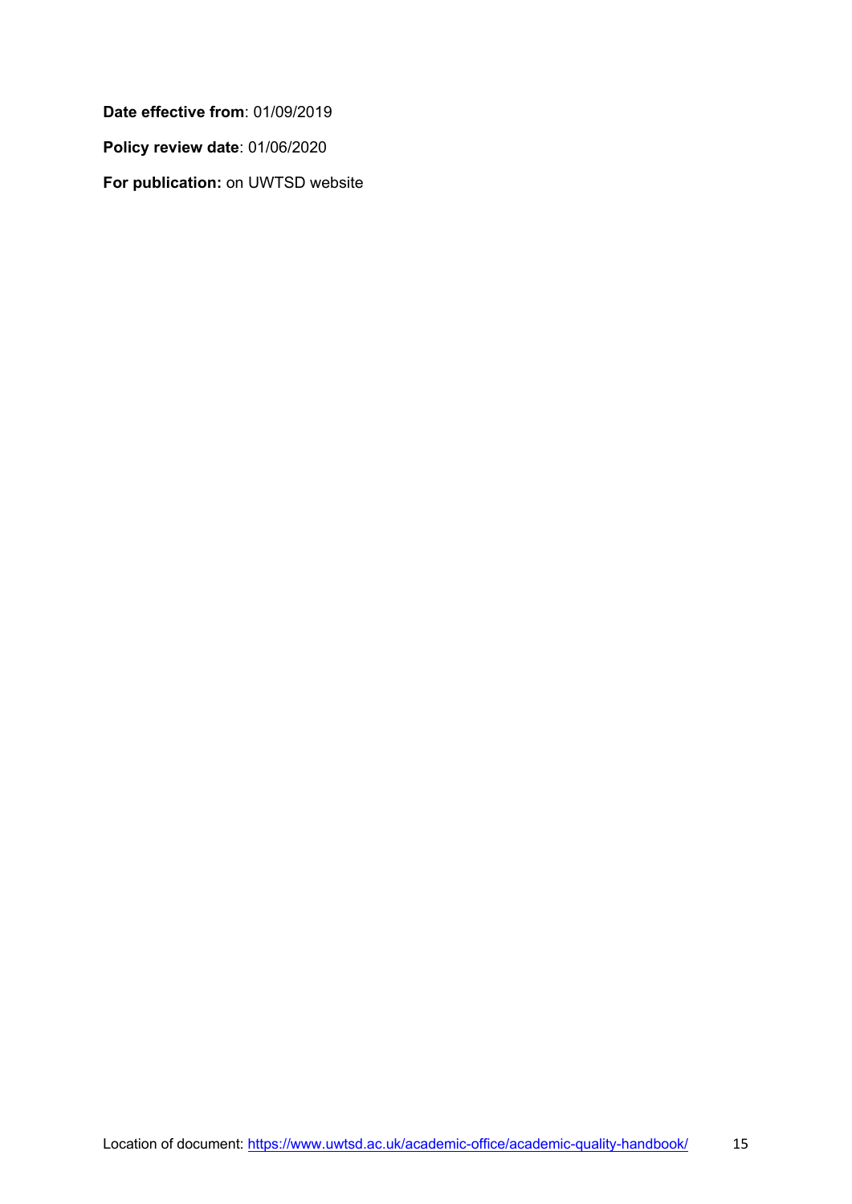**Date effective from**: 01/09/2019

**Policy review date**: 01/06/2020

**For publication:** on UWTSD website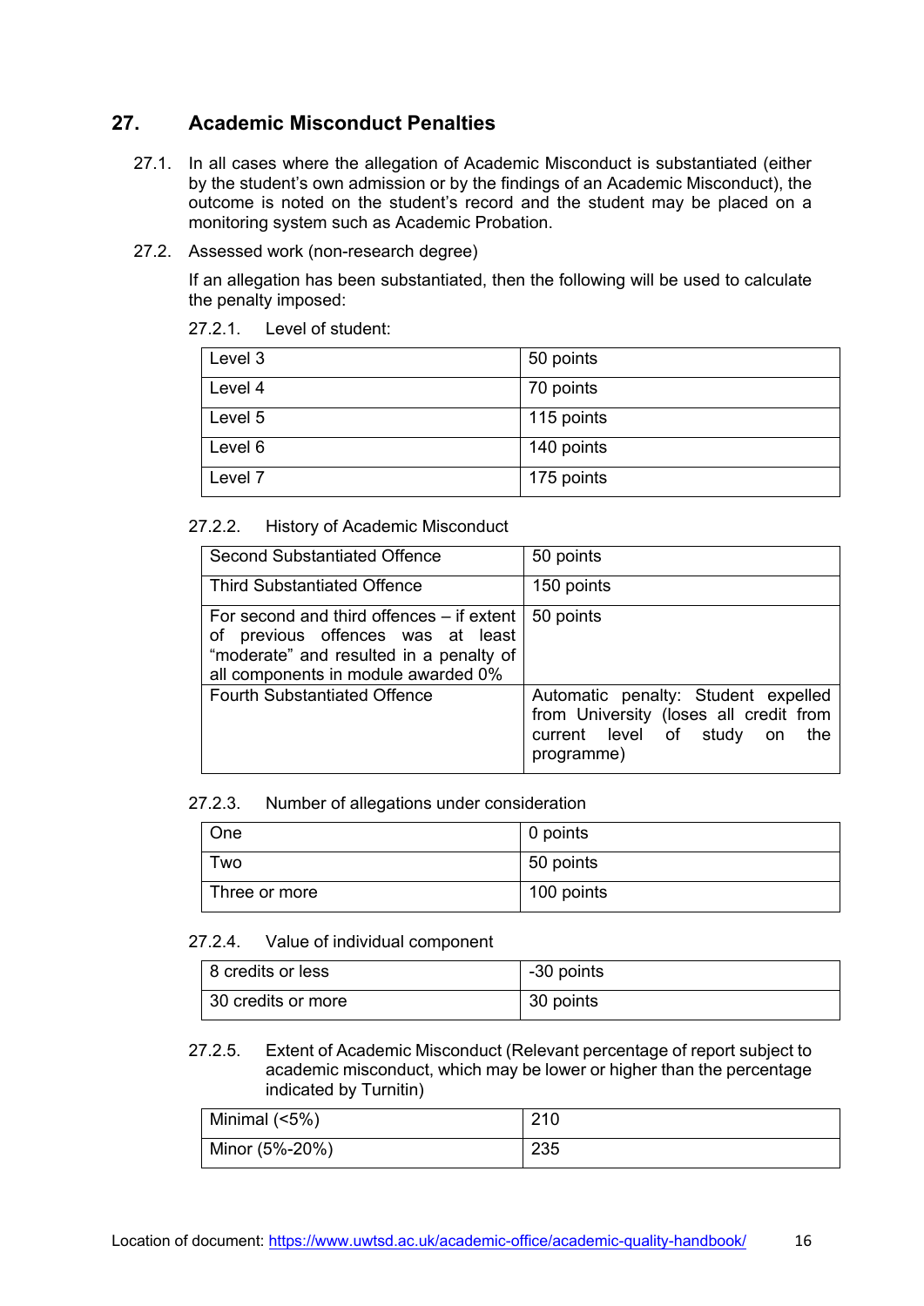## 27. Academic Misconduct Penalties

27.1. In all cases where the allegation of Academic Misconduct is substantiated (either by the student's own admission or by the findings of an Academic Misconduct), the outcome is noted on the student's record and the student may be placed on a monitoring system such as Academic Probation.

27.2. Assessed work (non-research degree)

If an allegation has been substantiated, then the following will be used to calculate the penalty imposed:

27.2.1. Level of student:

| Level 3 | 50 points |
|---|---|
| Level 4 | 70 points |
| Level 5 | 115 points |
| Level 6 | 140 points |
| Level 7 | 175 points |

27.2.2. History of Academic Misconduct

| Second Substantiated Offence | 50 points |
|---|---|
| Third Substantiated Offence | 150 points |
| For second and third offences – if extent of previous offences was at least "moderate" and resulted in a penalty of all components in module awarded 0% | 50 points |
| Fourth Substantiated Offence | Automatic penalty: Student expelled from University (loses all credit from current level of study on the programme) |

27.2.3. Number of allegations under consideration

| One | 0 points |
|---|---|
| Two | 50 points |
| Three or more | 100 points |

27.2.4. Value of individual component

| 8 credits or less | -30 points |
|---|---|
| 30 credits or more | 30 points |

27.2.5. Extent of Academic Misconduct (Relevant percentage of report subject to academic misconduct, which may be lower or higher than the percentage indicated by Turnitin)

| Minimal (<5%) | 210 |
|---|---|
| Minor (5%-20%) | 235 |

Location of document: https://www.uwtsd.ac.uk/academic-office/academic-quality-handbook/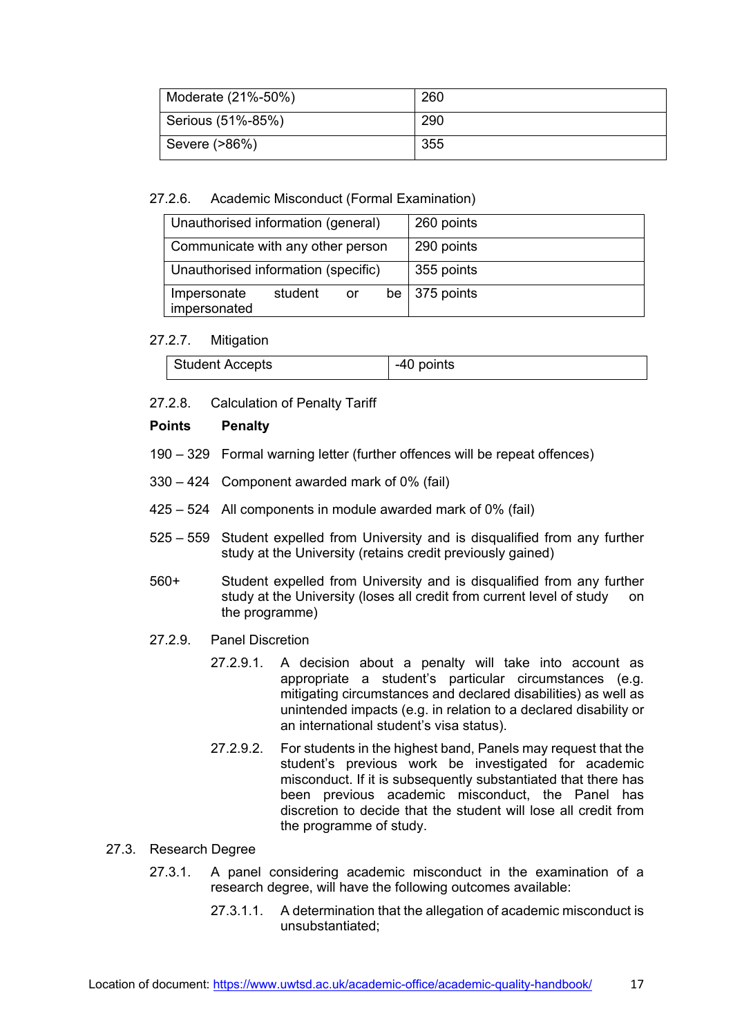| Moderate (21%-50%) | 260 |
|---|---|
| Serious (51%-85%) | 290 |
| Severe (>86%) | 355 |

27.2.6. Academic Misconduct (Formal Examination)

| Unauthorised information (general) | 260 points |
|---|---|
| Communicate with any other person | 290 points |
| Unauthorised information (specific) | 355 points |
| Impersonate student or be impersonated | 375 points |

27.2.7. Mitigation

| Student Accepts | -40 points |
|---|---|

27.2.8. Calculation of Penalty Tariff

| **Points** | **Penalty** |
|---|---|
| 190 – 329 | Formal warning letter (further offences will be repeat offences) |
| 330 – 424 | Component awarded mark of 0% (fail) |
| 425 – 524 | All components in module awarded mark of 0% (fail) |
| 525 – 559 | Student expelled from University and is disqualified from any further study at the University (retains credit previously gained) |
| 560+ | Student expelled from University and is disqualified from any further study at the University (loses all credit from current level of study on the programme) |

27.2.9. Panel Discretion

27.2.9.1. A decision about a penalty will take into account as appropriate a student's particular circumstances (e.g. mitigating circumstances and declared disabilities) as well as unintended impacts (e.g. in relation to a declared disability or an international student's visa status).

27.2.9.2. For students in the highest band, Panels may request that the student's previous work be investigated for academic misconduct. If it is subsequently substantiated that there has been previous academic misconduct, the Panel has discretion to decide that the student will lose all credit from the programme of study.

27.3. Research Degree

27.3.1. A panel considering academic misconduct in the examination of a research degree, will have the following outcomes available:

27.3.1.1. A determination that the allegation of academic misconduct is unsubstantiated;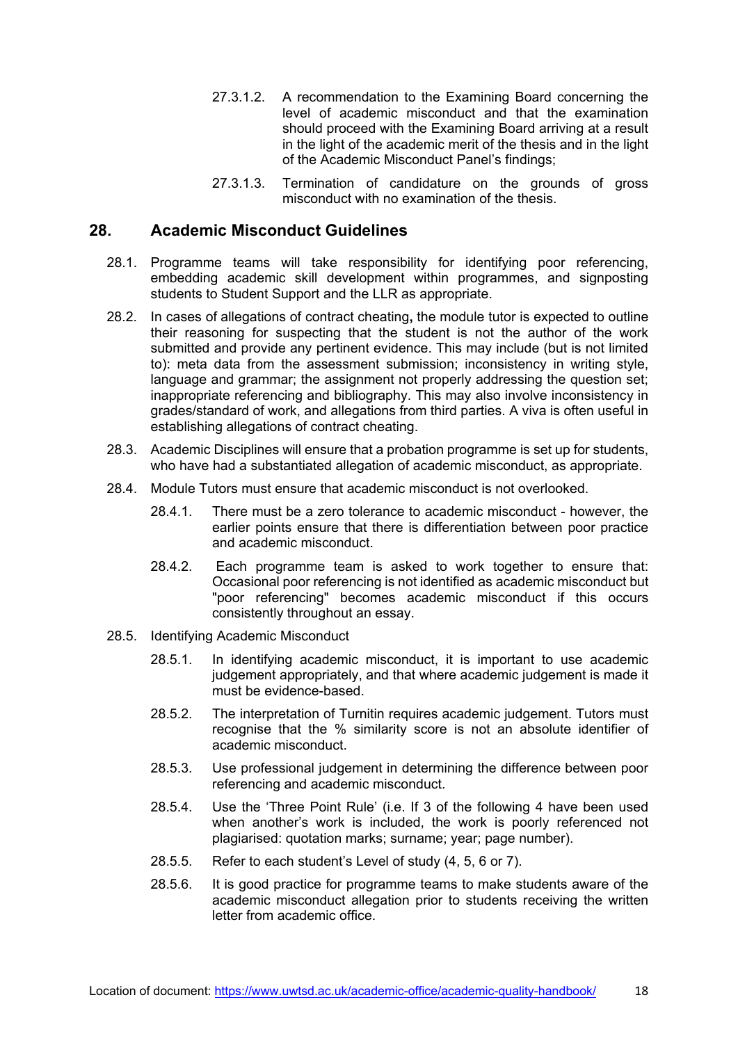27.3.1.2. A recommendation to the Examining Board concerning the level of academic misconduct and that the examination should proceed with the Examining Board arriving at a result in the light of the academic merit of the thesis and in the light of the Academic Misconduct Panel's findings;

27.3.1.3. Termination of candidature on the grounds of gross misconduct with no examination of the thesis.

## 28. Academic Misconduct Guidelines

28.1. Programme teams will take responsibility for identifying poor referencing, embedding academic skill development within programmes, and signposting students to Student Support and the LLR as appropriate.

28.2. In cases of allegations of contract cheating**,** the module tutor is expected to outline their reasoning for suspecting that the student is not the author of the work submitted and provide any pertinent evidence. This may include (but is not limited to): meta data from the assessment submission; inconsistency in writing style, language and grammar; the assignment not properly addressing the question set; inappropriate referencing and bibliography. This may also involve inconsistency in grades/standard of work, and allegations from third parties. A viva is often useful in establishing allegations of contract cheating.

28.3. Academic Disciplines will ensure that a probation programme is set up for students, who have had a substantiated allegation of academic misconduct, as appropriate.

28.4. Module Tutors must ensure that academic misconduct is not overlooked.

28.4.1. There must be a zero tolerance to academic misconduct - however, the earlier points ensure that there is differentiation between poor practice and academic misconduct.

28.4.2. Each programme team is asked to work together to ensure that: Occasional poor referencing is not identified as academic misconduct but "poor referencing" becomes academic misconduct if this occurs consistently throughout an essay.

28.5. Identifying Academic Misconduct

28.5.1. In identifying academic misconduct, it is important to use academic judgement appropriately, and that where academic judgement is made it must be evidence-based.

28.5.2. The interpretation of Turnitin requires academic judgement. Tutors must recognise that the % similarity score is not an absolute identifier of academic misconduct.

28.5.3. Use professional judgement in determining the difference between poor referencing and academic misconduct.

28.5.4. Use the 'Three Point Rule' (i.e. If 3 of the following 4 have been used when another's work is included, the work is poorly referenced not plagiarised: quotation marks; surname; year; page number).

28.5.5. Refer to each student's Level of study (4, 5, 6 or 7).

28.5.6. It is good practice for programme teams to make students aware of the academic misconduct allegation prior to students receiving the written letter from academic office.

Location of document: https://www.uwtsd.ac.uk/academic-office/academic-quality-handbook/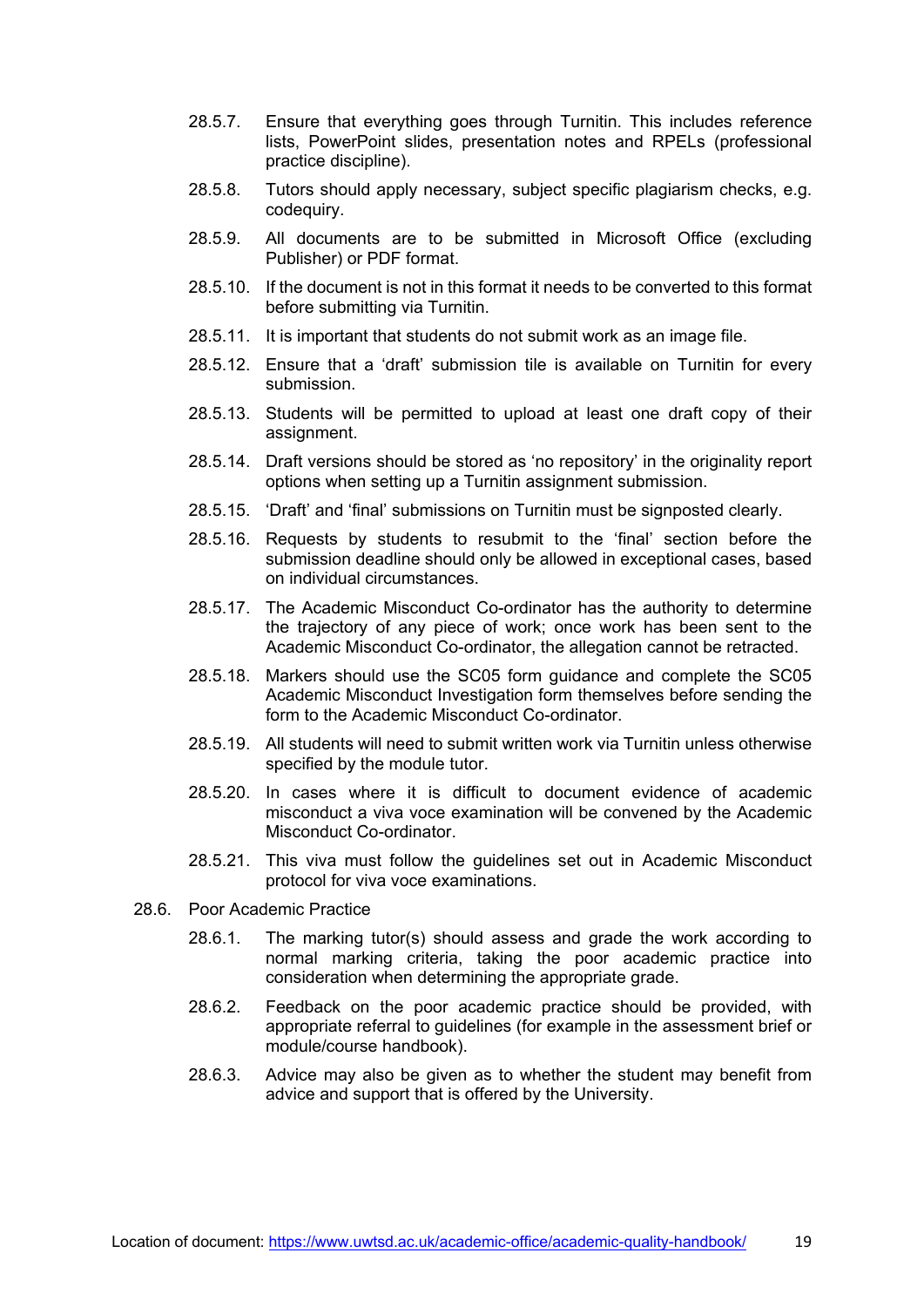28.5.7. Ensure that everything goes through Turnitin. This includes reference lists, PowerPoint slides, presentation notes and RPELs (professional practice discipline).

28.5.8. Tutors should apply necessary, subject specific plagiarism checks, e.g. codequiry.

28.5.9. All documents are to be submitted in Microsoft Office (excluding Publisher) or PDF format.

28.5.10. If the document is not in this format it needs to be converted to this format before submitting via Turnitin.

28.5.11. It is important that students do not submit work as an image file.

28.5.12. Ensure that a 'draft' submission tile is available on Turnitin for every submission.

28.5.13. Students will be permitted to upload at least one draft copy of their assignment.

28.5.14. Draft versions should be stored as 'no repository' in the originality report options when setting up a Turnitin assignment submission.

28.5.15. 'Draft' and 'final' submissions on Turnitin must be signposted clearly.

28.5.16. Requests by students to resubmit to the 'final' section before the submission deadline should only be allowed in exceptional cases, based on individual circumstances.

28.5.17. The Academic Misconduct Co-ordinator has the authority to determine the trajectory of any piece of work; once work has been sent to the Academic Misconduct Co-ordinator, the allegation cannot be retracted.

28.5.18. Markers should use the SC05 form guidance and complete the SC05 Academic Misconduct Investigation form themselves before sending the form to the Academic Misconduct Co-ordinator.

28.5.19. All students will need to submit written work via Turnitin unless otherwise specified by the module tutor.

28.5.20. In cases where it is difficult to document evidence of academic misconduct a viva voce examination will be convened by the Academic Misconduct Co-ordinator.

28.5.21. This viva must follow the guidelines set out in Academic Misconduct protocol for viva voce examinations.

28.6. Poor Academic Practice

28.6.1. The marking tutor(s) should assess and grade the work according to normal marking criteria, taking the poor academic practice into consideration when determining the appropriate grade.

28.6.2. Feedback on the poor academic practice should be provided, with appropriate referral to guidelines (for example in the assessment brief or module/course handbook).

28.6.3. Advice may also be given as to whether the student may benefit from advice and support that is offered by the University.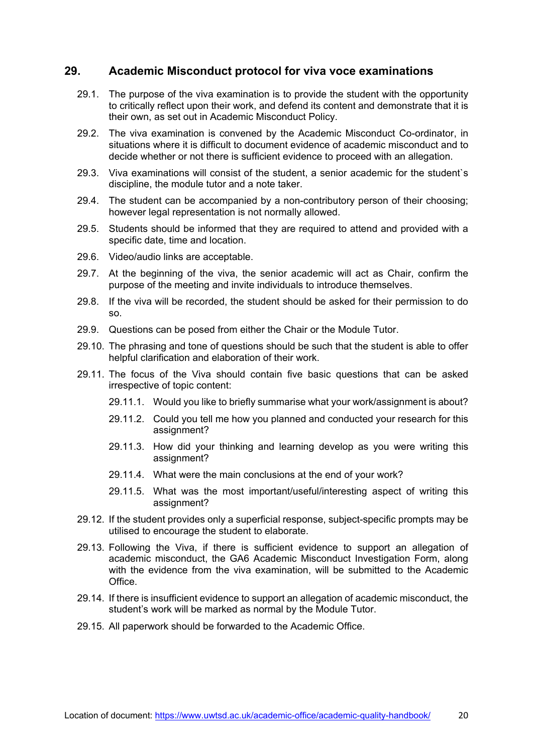## 29. Academic Misconduct protocol for viva voce examinations

29.1. The purpose of the viva examination is to provide the student with the opportunity to critically reflect upon their work, and defend its content and demonstrate that it is their own, as set out in Academic Misconduct Policy.

29.2. The viva examination is convened by the Academic Misconduct Co-ordinator, in situations where it is difficult to document evidence of academic misconduct and to decide whether or not there is sufficient evidence to proceed with an allegation.

29.3. Viva examinations will consist of the student, a senior academic for the student`s discipline, the module tutor and a note taker.

29.4. The student can be accompanied by a non-contributory person of their choosing; however legal representation is not normally allowed.

29.5. Students should be informed that they are required to attend and provided with a specific date, time and location.

29.6. Video/audio links are acceptable.

29.7. At the beginning of the viva, the senior academic will act as Chair, confirm the purpose of the meeting and invite individuals to introduce themselves.

29.8. If the viva will be recorded, the student should be asked for their permission to do so.

29.9. Questions can be posed from either the Chair or the Module Tutor.

29.10. The phrasing and tone of questions should be such that the student is able to offer helpful clarification and elaboration of their work.

29.11. The focus of the Viva should contain five basic questions that can be asked irrespective of topic content:

- 29.11.1. Would you like to briefly summarise what your work/assignment is about?
- 29.11.2. Could you tell me how you planned and conducted your research for this assignment?
- 29.11.3. How did your thinking and learning develop as you were writing this assignment?
- 29.11.4. What were the main conclusions at the end of your work?
- 29.11.5. What was the most important/useful/interesting aspect of writing this assignment?

29.12. If the student provides only a superficial response, subject-specific prompts may be utilised to encourage the student to elaborate.

29.13. Following the Viva, if there is sufficient evidence to support an allegation of academic misconduct, the GA6 Academic Misconduct Investigation Form, along with the evidence from the viva examination, will be submitted to the Academic Office.

29.14. If there is insufficient evidence to support an allegation of academic misconduct, the student's work will be marked as normal by the Module Tutor.

29.15. All paperwork should be forwarded to the Academic Office.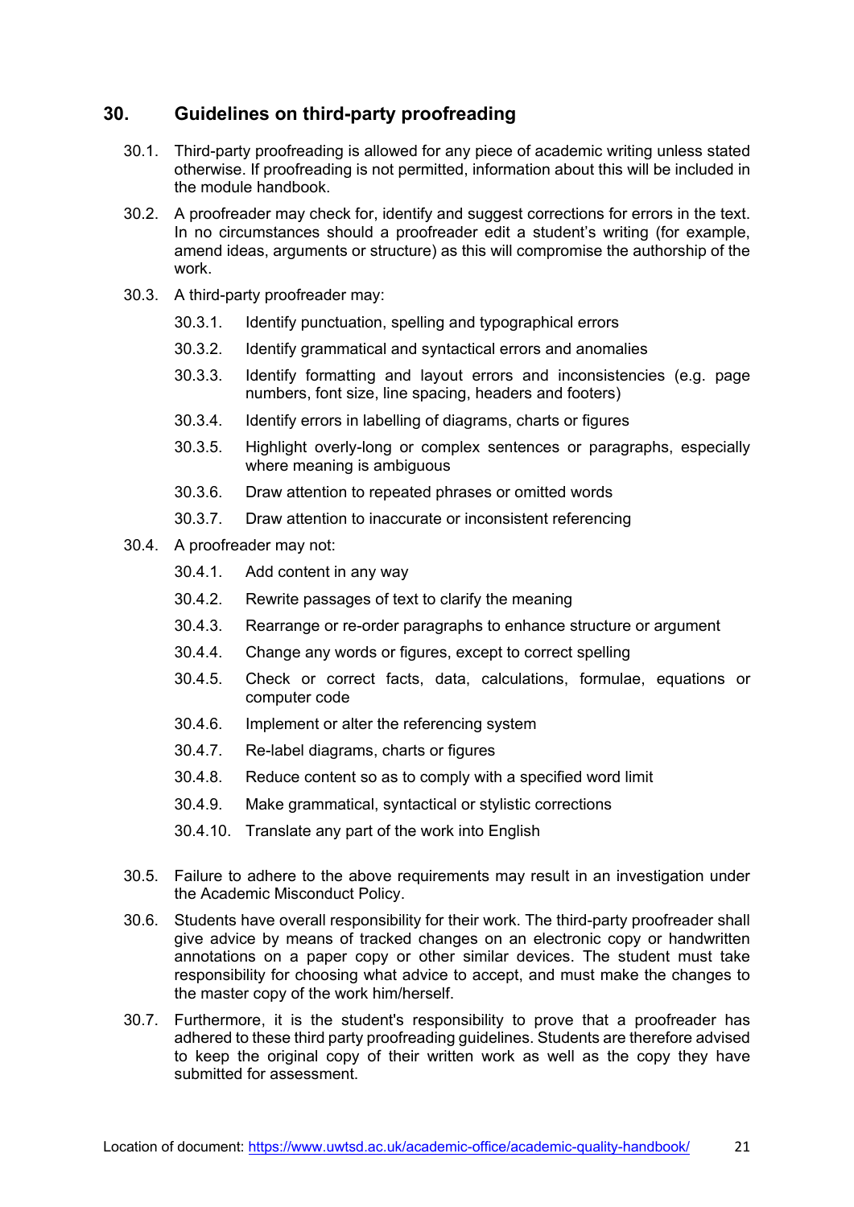## 30. Guidelines on third-party proofreading

30.1. Third-party proofreading is allowed for any piece of academic writing unless stated otherwise. If proofreading is not permitted, information about this will be included in the module handbook.

30.2. A proofreader may check for, identify and suggest corrections for errors in the text. In no circumstances should a proofreader edit a student's writing (for example, amend ideas, arguments or structure) as this will compromise the authorship of the work.

30.3. A third-party proofreader may:

- 30.3.1. Identify punctuation, spelling and typographical errors
- 30.3.2. Identify grammatical and syntactical errors and anomalies
- 30.3.3. Identify formatting and layout errors and inconsistencies (e.g. page numbers, font size, line spacing, headers and footers)
- 30.3.4. Identify errors in labelling of diagrams, charts or figures
- 30.3.5. Highlight overly-long or complex sentences or paragraphs, especially where meaning is ambiguous
- 30.3.6. Draw attention to repeated phrases or omitted words
- 30.3.7. Draw attention to inaccurate or inconsistent referencing

30.4. A proofreader may not:

- 30.4.1. Add content in any way
- 30.4.2. Rewrite passages of text to clarify the meaning
- 30.4.3. Rearrange or re-order paragraphs to enhance structure or argument
- 30.4.4. Change any words or figures, except to correct spelling
- 30.4.5. Check or correct facts, data, calculations, formulae, equations or computer code
- 30.4.6. Implement or alter the referencing system
- 30.4.7. Re-label diagrams, charts or figures
- 30.4.8. Reduce content so as to comply with a specified word limit
- 30.4.9. Make grammatical, syntactical or stylistic corrections
- 30.4.10. Translate any part of the work into English

30.5. Failure to adhere to the above requirements may result in an investigation under the Academic Misconduct Policy.

30.6. Students have overall responsibility for their work. The third-party proofreader shall give advice by means of tracked changes on an electronic copy or handwritten annotations on a paper copy or other similar devices. The student must take responsibility for choosing what advice to accept, and must make the changes to the master copy of the work him/herself.

30.7. Furthermore, it is the student's responsibility to prove that a proofreader has adhered to these third party proofreading guidelines. Students are therefore advised to keep the original copy of their written work as well as the copy they have submitted for assessment.

Location of document: https://www.uwtsd.ac.uk/academic-office/academic-quality-handbook/